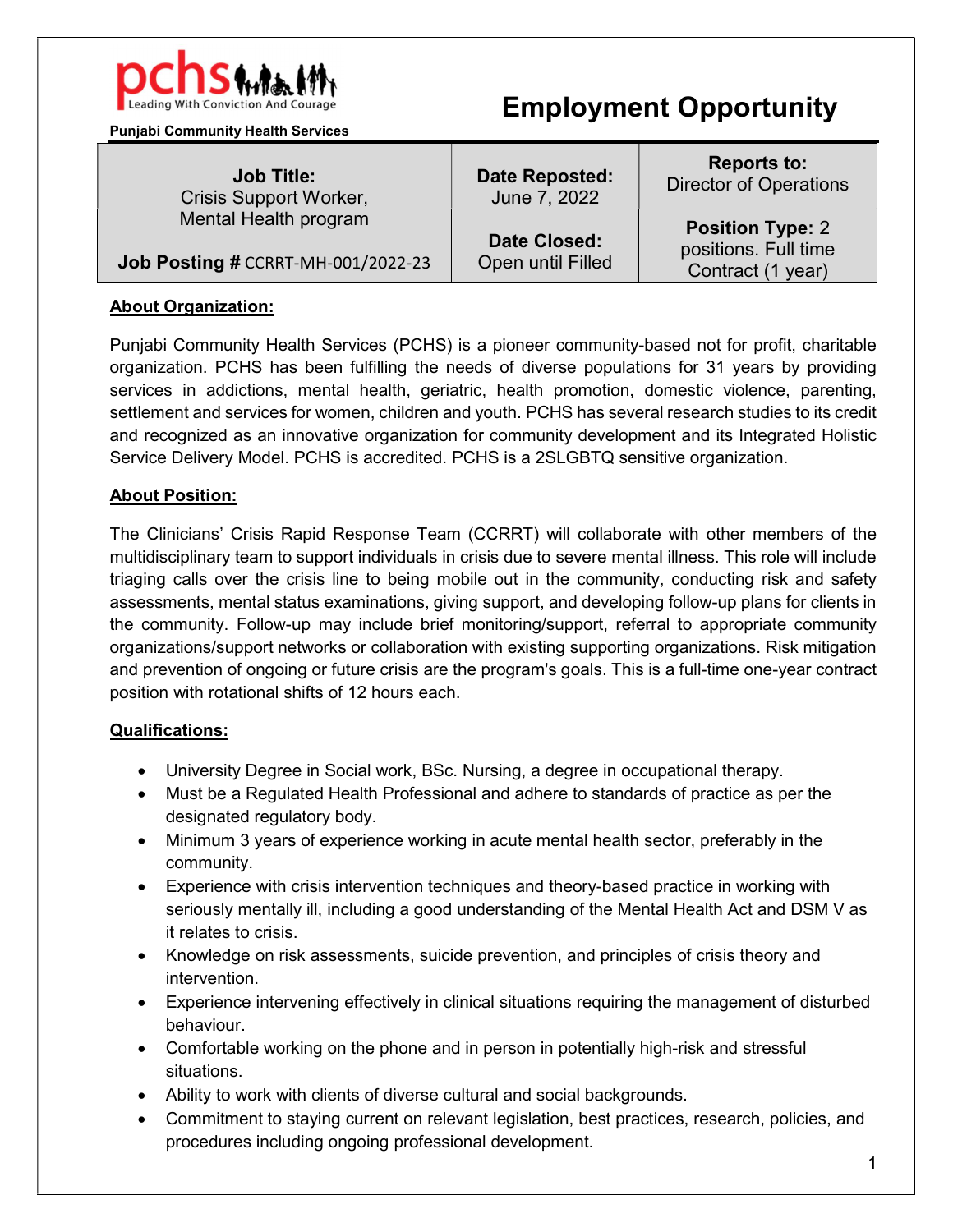**pchs** Leading With Conviction And Courage

**Punjabi Community Health Services**

# Employment Opportunity

| **Job Title:** Crisis Support Worker, Mental Health program<br><br>**Job Posting #** CCRRT-MH-001/2022-23 | **Date Reposted:** June 7, 2022<br><br>**Date Closed:** Open until Filled | **Reports to:** Director of Operations<br><br>**Position Type:** 2 positions. Full time Contract (1 year) |
|---|---|---|

**About Organization:**

Punjabi Community Health Services (PCHS) is a pioneer community-based not for profit, charitable organization. PCHS has been fulfilling the needs of diverse populations for 31 years by providing services in addictions, mental health, geriatric, health promotion, domestic violence, parenting, settlement and services for women, children and youth. PCHS has several research studies to its credit and recognized as an innovative organization for community development and its Integrated Holistic Service Delivery Model. PCHS is accredited. PCHS is a 2SLGBTQ sensitive organization.

**About Position:**

The Clinicians' Crisis Rapid Response Team (CCRRT) will collaborate with other members of the multidisciplinary team to support individuals in crisis due to severe mental illness. This role will include triaging calls over the crisis line to being mobile out in the community, conducting risk and safety assessments, mental status examinations, giving support, and developing follow-up plans for clients in the community. Follow-up may include brief monitoring/support, referral to appropriate community organizations/support networks or collaboration with existing supporting organizations. Risk mitigation and prevention of ongoing or future crisis are the program's goals. This is a full-time one-year contract position with rotational shifts of 12 hours each.

**Qualifications:**

- University Degree in Social work, BSc. Nursing, a degree in occupational therapy.
- Must be a Regulated Health Professional and adhere to standards of practice as per the designated regulatory body.
- Minimum 3 years of experience working in acute mental health sector, preferably in the community.
- Experience with crisis intervention techniques and theory-based practice in working with seriously mentally ill, including a good understanding of the Mental Health Act and DSM V as it relates to crisis.
- Knowledge on risk assessments, suicide prevention, and principles of crisis theory and intervention.
- Experience intervening effectively in clinical situations requiring the management of disturbed behaviour.
- Comfortable working on the phone and in person in potentially high-risk and stressful situations.
- Ability to work with clients of diverse cultural and social backgrounds.
- Commitment to staying current on relevant legislation, best practices, research, policies, and procedures including ongoing professional development.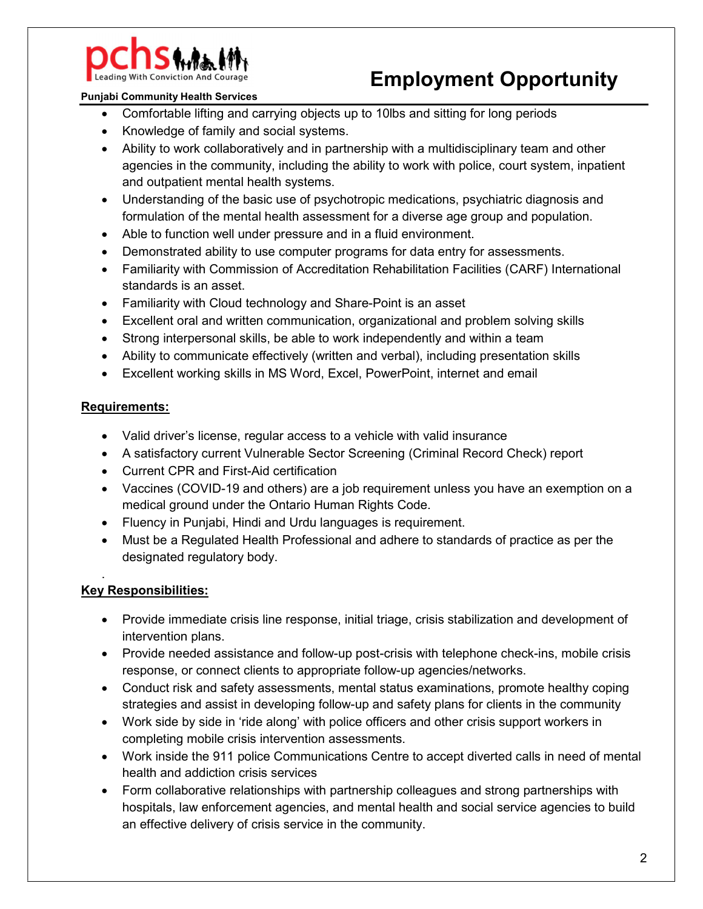- Comfortable lifting and carrying objects up to 10lbs and sitting for long periods
- Knowledge of family and social systems.
- Ability to work collaboratively and in partnership with a multidisciplinary team and other agencies in the community, including the ability to work with police, court system, inpatient and outpatient mental health systems.
- Understanding of the basic use of psychotropic medications, psychiatric diagnosis and formulation of the mental health assessment for a diverse age group and population.
- Able to function well under pressure and in a fluid environment.
- Demonstrated ability to use computer programs for data entry for assessments.
- Familiarity with Commission of Accreditation Rehabilitation Facilities (CARF) International standards is an asset.
- Familiarity with Cloud technology and Share-Point is an asset
- Excellent oral and written communication, organizational and problem solving skills
- Strong interpersonal skills, be able to work independently and within a team
- Ability to communicate effectively (written and verbal), including presentation skills
- Excellent working skills in MS Word, Excel, PowerPoint, internet and email

**Requirements:**

- Valid driver's license, regular access to a vehicle with valid insurance
- A satisfactory current Vulnerable Sector Screening (Criminal Record Check) report
- Current CPR and First-Aid certification
- Vaccines (COVID-19 and others) are a job requirement unless you have an exemption on a medical ground under the Ontario Human Rights Code.
- Fluency in Punjabi, Hindi and Urdu languages is requirement.
- Must be a Regulated Health Professional and adhere to standards of practice as per the designated regulatory body.

**Key Responsibilities:**

- Provide immediate crisis line response, initial triage, crisis stabilization and development of intervention plans.
- Provide needed assistance and follow-up post-crisis with telephone check-ins, mobile crisis response, or connect clients to appropriate follow-up agencies/networks.
- Conduct risk and safety assessments, mental status examinations, promote healthy coping strategies and assist in developing follow-up and safety plans for clients in the community
- Work side by side in 'ride along' with police officers and other crisis support workers in completing mobile crisis intervention assessments.
- Work inside the 911 police Communications Centre to accept diverted calls in need of mental health and addiction crisis services
- Form collaborative relationships with partnership colleagues and strong partnerships with hospitals, law enforcement agencies, and mental health and social service agencies to build an effective delivery of crisis service in the community.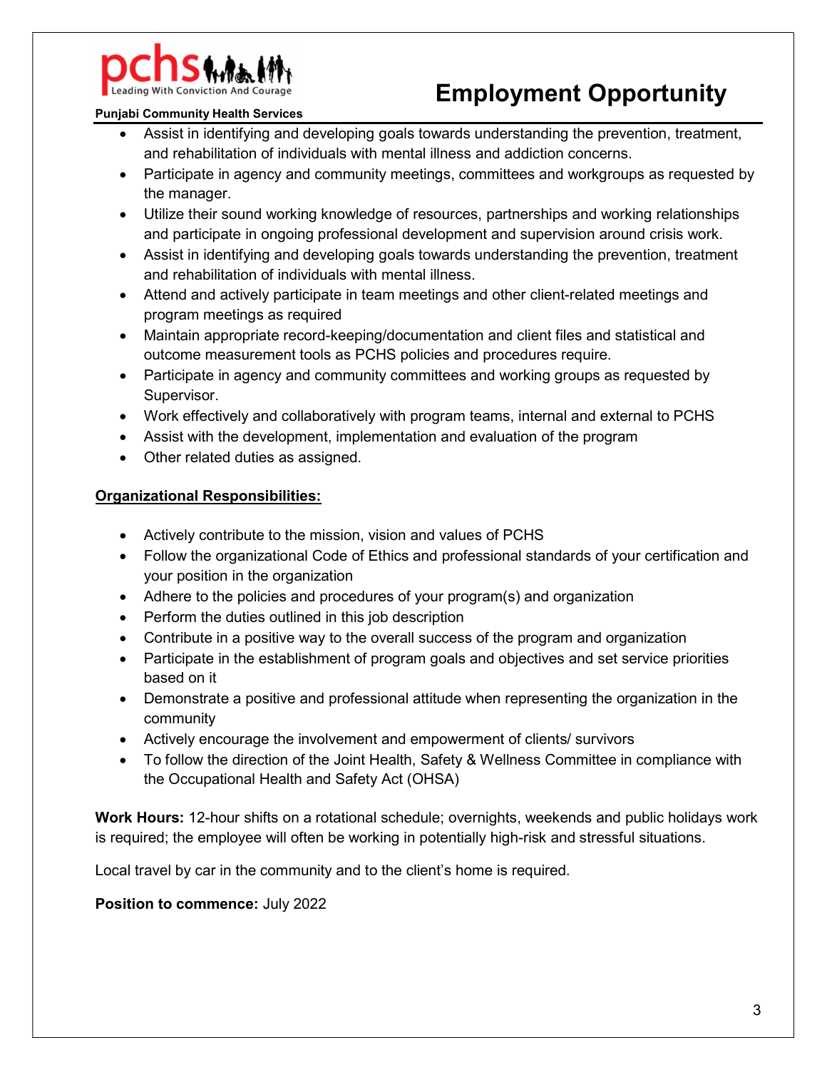- Assist in identifying and developing goals towards understanding the prevention, treatment, and rehabilitation of individuals with mental illness and addiction concerns.
- Participate in agency and community meetings, committees and workgroups as requested by the manager.
- Utilize their sound working knowledge of resources, partnerships and working relationships and participate in ongoing professional development and supervision around crisis work.
- Assist in identifying and developing goals towards understanding the prevention, treatment and rehabilitation of individuals with mental illness.
- Attend and actively participate in team meetings and other client-related meetings and program meetings as required
- Maintain appropriate record-keeping/documentation and client files and statistical and outcome measurement tools as PCHS policies and procedures require.
- Participate in agency and community committees and working groups as requested by Supervisor.
- Work effectively and collaboratively with program teams, internal and external to PCHS
- Assist with the development, implementation and evaluation of the program
- Other related duties as assigned.

**Organizational Responsibilities:**

- Actively contribute to the mission, vision and values of PCHS
- Follow the organizational Code of Ethics and professional standards of your certification and your position in the organization
- Adhere to the policies and procedures of your program(s) and organization
- Perform the duties outlined in this job description
- Contribute in a positive way to the overall success of the program and organization
- Participate in the establishment of program goals and objectives and set service priorities based on it
- Demonstrate a positive and professional attitude when representing the organization in the community
- Actively encourage the involvement and empowerment of clients/ survivors
- To follow the direction of the Joint Health, Safety & Wellness Committee in compliance with the Occupational Health and Safety Act (OHSA)

**Work Hours:** 12-hour shifts on a rotational schedule; overnights, weekends and public holidays work is required; the employee will often be working in potentially high-risk and stressful situations.

Local travel by car in the community and to the client's home is required.

**Position to commence:** July 2022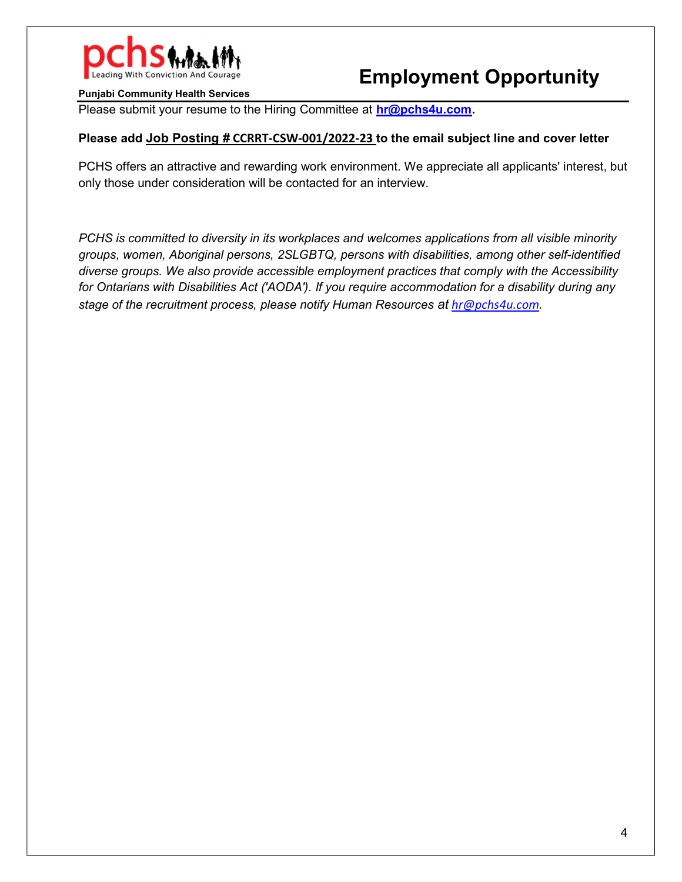Please submit your resume to the Hiring Committee at **hr@pchs4u.com**.

**Please add Job Posting # CCRRT-CSW-001/2022-23 to the email subject line and cover letter**

PCHS offers an attractive and rewarding work environment. We appreciate all applicants' interest, but only those under consideration will be contacted for an interview.

*PCHS is committed to diversity in its workplaces and welcomes applications from all visible minority groups, women, Aboriginal persons, 2SLGBTQ, persons with disabilities, among other self-identified diverse groups. We also provide accessible employment practices that comply with the Accessibility for Ontarians with Disabilities Act ('AODA'). If you require accommodation for a disability during any stage of the recruitment process, please notify Human Resources at hr@pchs4u.com.*